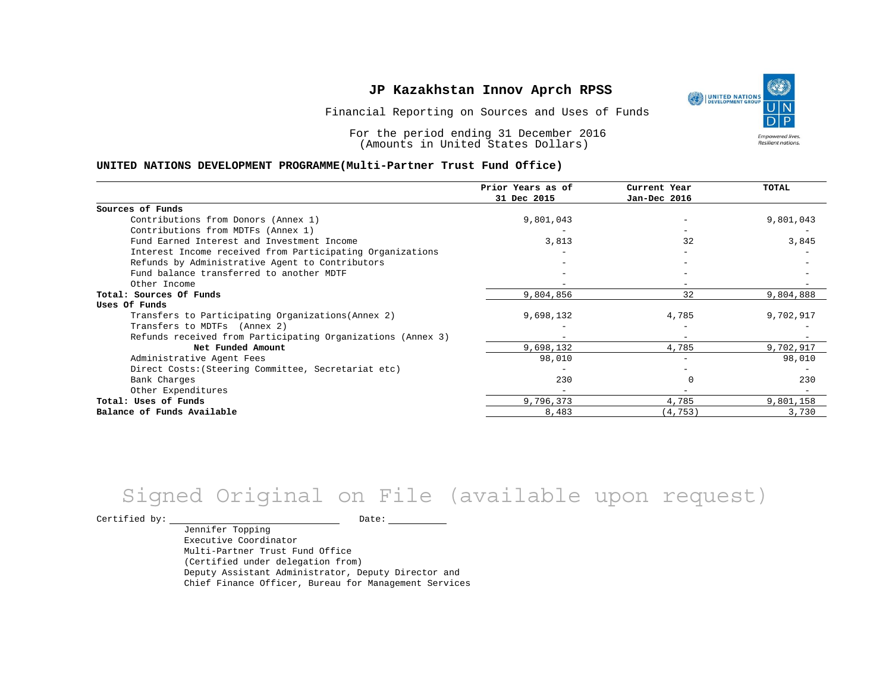# JP Kazakhstan Innov Aprch RPSS

Financial Reporting on Sources and Uses of Funds

For the period ending 31 December 2016
(Amounts in United States Dollars)

**UNITED NATIONS DEVELOPMENT PROGRAMME(Multi-Partner Trust Fund Office)**

| | Prior Years as of 31 Dec 2015 | Current Year Jan-Dec 2016 | TOTAL |
|---|---|---|---|
| **Sources of Funds** | | | |
| Contributions from Donors (Annex 1) | 9,801,043 | - | 9,801,043 |
| Contributions from MDTFs (Annex 1) | - | - | - |
| Fund Earned Interest and Investment Income | 3,813 | 32 | 3,845 |
| Interest Income received from Participating Organizations | - | - | - |
| Refunds by Administrative Agent to Contributors | - | - | - |
| Fund balance transferred to another MDTF | - | - | - |
| Other Income | - | - | - |
| **Total: Sources Of Funds** | 9,804,856 | 32 | 9,804,888 |
| **Uses Of Funds** | | | |
| Transfers to Participating Organizations(Annex 2) | 9,698,132 | 4,785 | 9,702,917 |
| Transfers to MDTFs (Annex 2) | - | - | - |
| Refunds received from Participating Organizations (Annex 3) | - | - | - |
| **Net Funded Amount** | 9,698,132 | 4,785 | 9,702,917 |
| Administrative Agent Fees | 98,010 | - | 98,010 |
| Direct Costs:(Steering Committee, Secretariat etc) | - | - | - |
| Bank Charges | 230 | 0 | 230 |
| Other Expenditures | - | - | - |
| **Total: Uses of Funds** | 9,796,373 | 4,785 | 9,801,158 |
| **Balance of Funds Available** | 8,483 | (4,753) | 3,730 |

Signed Original on File (available upon request)

Certified by: ______________________ Date: __________

Jennifer Topping
Executive Coordinator
Multi-Partner Trust Fund Office
(Certified under delegation from)
Deputy Assistant Administrator, Deputy Director and
Chief Finance Officer, Bureau for Management Services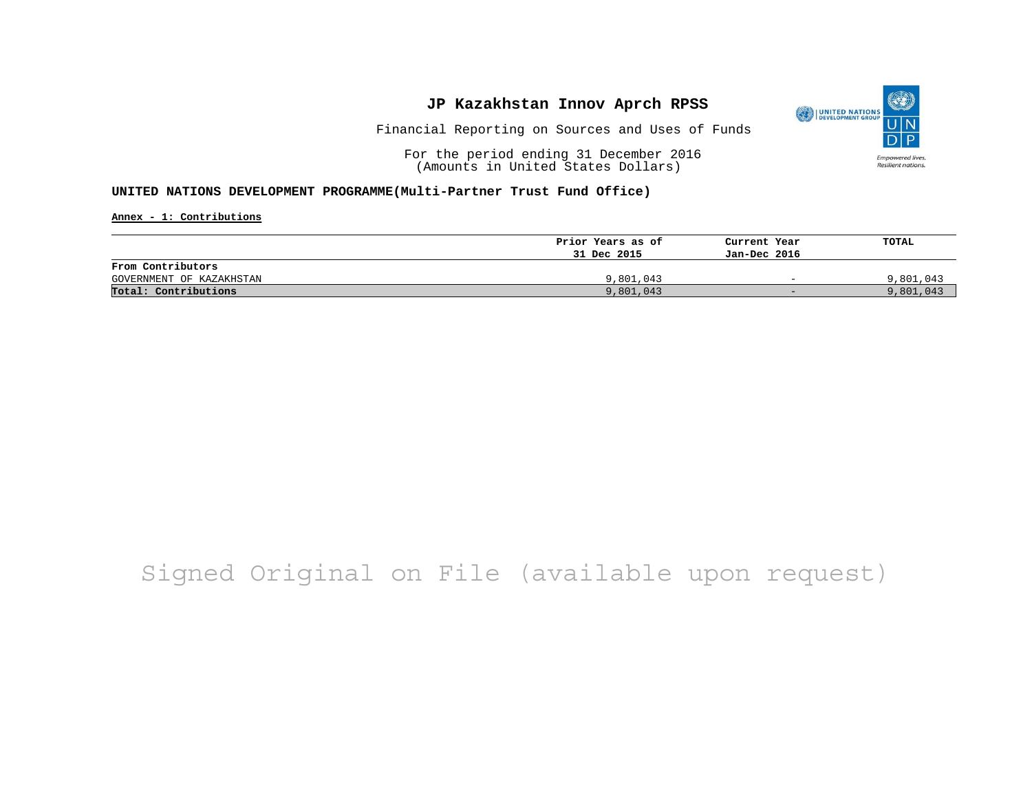# JP Kazakhstan Innov Aprch RPSS

Financial Reporting on Sources and Uses of Funds

For the period ending 31 December 2016
(Amounts in United States Dollars)

**UNITED NATIONS DEVELOPMENT PROGRAMME(Multi-Partner Trust Fund Office)**

**Annex - 1: Contributions**

| | Prior Years as of 31 Dec 2015 | Current Year Jan-Dec 2016 | TOTAL |
|---|---|---|---|
| **From Contributors** | | | |
| GOVERNMENT OF KAZAKHSTAN | 9,801,043 | - | 9,801,043 |
| **Total: Contributions** | 9,801,043 | - | 9,801,043 |

Signed Original on File (available upon request)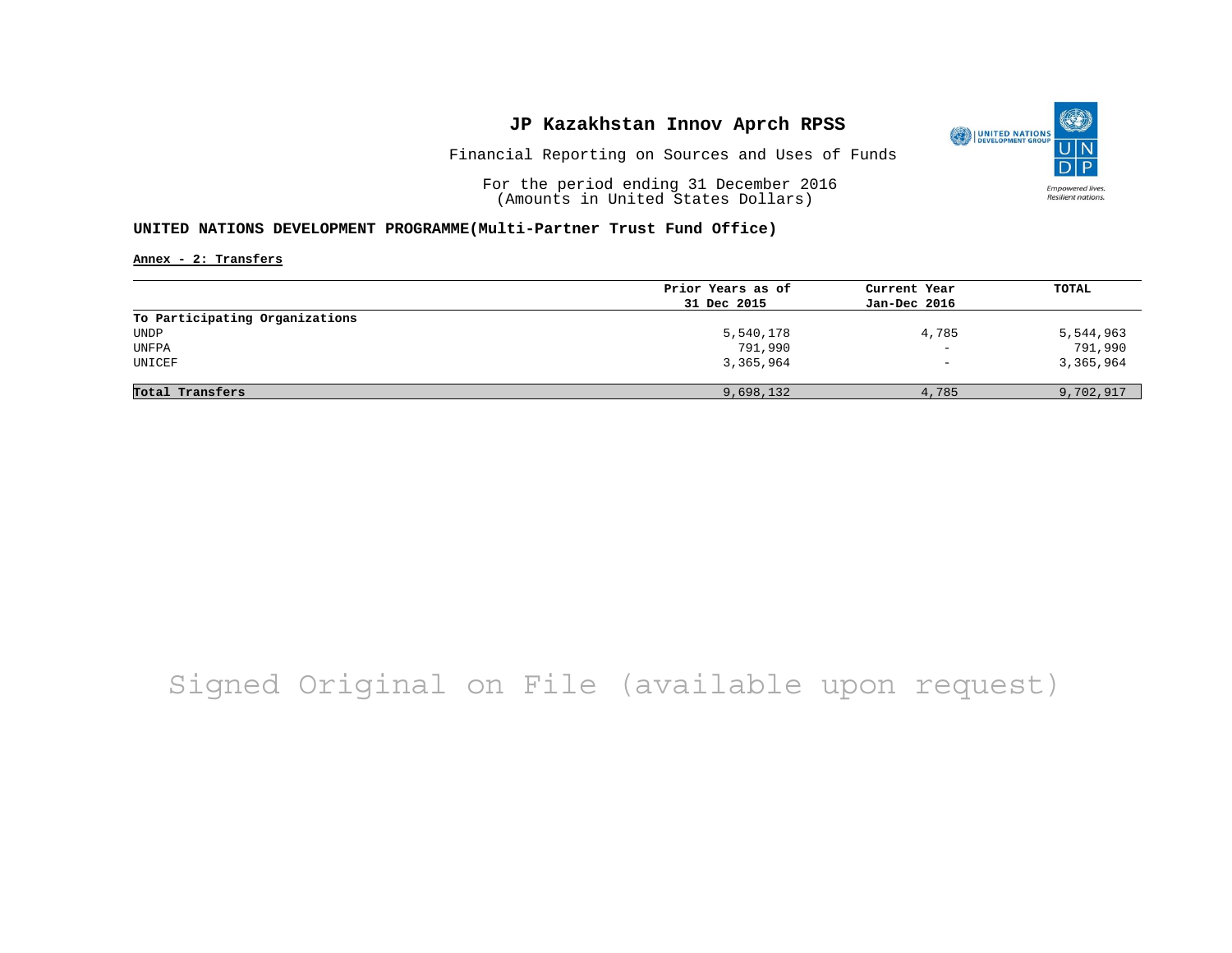# JP Kazakhstan Innov Aprch RPSS

Financial Reporting on Sources and Uses of Funds

For the period ending 31 December 2016
(Amounts in United States Dollars)

**UNITED NATIONS DEVELOPMENT PROGRAMME(Multi-Partner Trust Fund Office)**

**Annex - 2: Transfers**

| | Prior Years as of 31 Dec 2015 | Current Year Jan-Dec 2016 | TOTAL |
|---|---|---|---|
| **To Participating Organizations** | | | |
| UNDP | 5,540,178 | 4,785 | 5,544,963 |
| UNFPA | 791,990 | - | 791,990 |
| UNICEF | 3,365,964 | - | 3,365,964 |
| **Total Transfers** | 9,698,132 | 4,785 | 9,702,917 |

Signed Original on File (available upon request)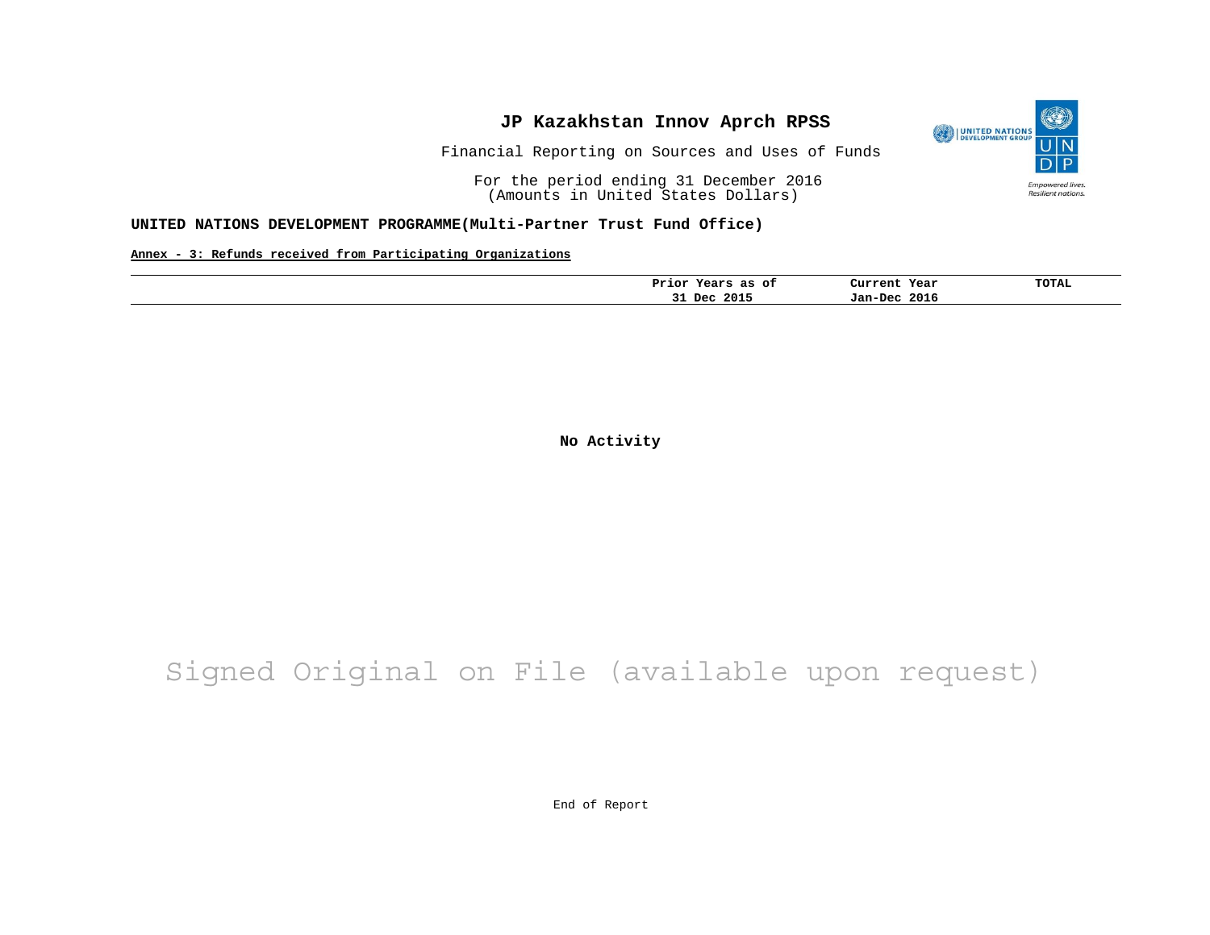# JP Kazakhstan Innov Aprch RPSS

Financial Reporting on Sources and Uses of Funds

For the period ending 31 December 2016
(Amounts in United States Dollars)

**UNITED NATIONS DEVELOPMENT PROGRAMME(Multi-Partner Trust Fund Office)**

**Annex - 3: Refunds received from Participating Organizations**

| | Prior Years as of 31 Dec 2015 | Current Year Jan-Dec 2016 | TOTAL |
|---|---|---|---|

**No Activity**

Signed Original on File (available upon request)

End of Report